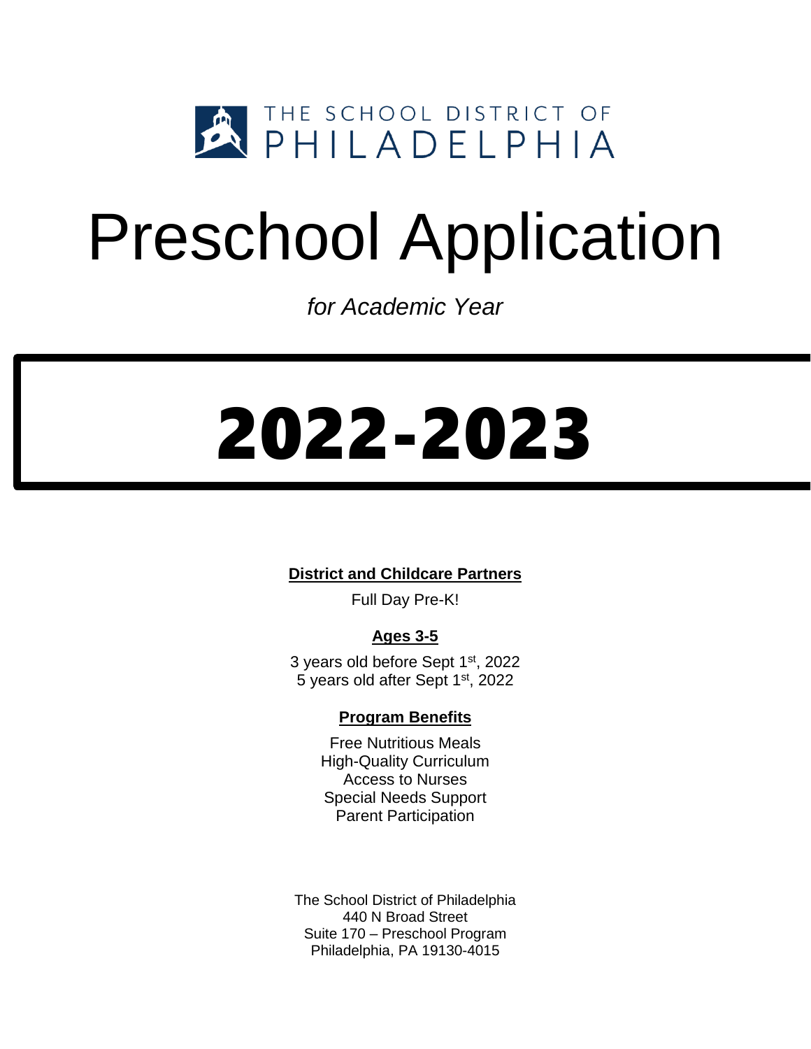THE SCHOOL DISTRICT OF PHILADELPHIA

# Preschool Application

*for Academic Year*

# 2022-2023

**District and Childcare Partners**

Full Day Pre-K!

**Ages 3-5**

3 years old before Sept 1st, 2022
5 years old after Sept 1st, 2022

**Program Benefits**

Free Nutritious Meals
High-Quality Curriculum
Access to Nurses
Special Needs Support
Parent Participation

The School District of Philadelphia
440 N Broad Street
Suite 170 – Preschool Program
Philadelphia, PA 19130-4015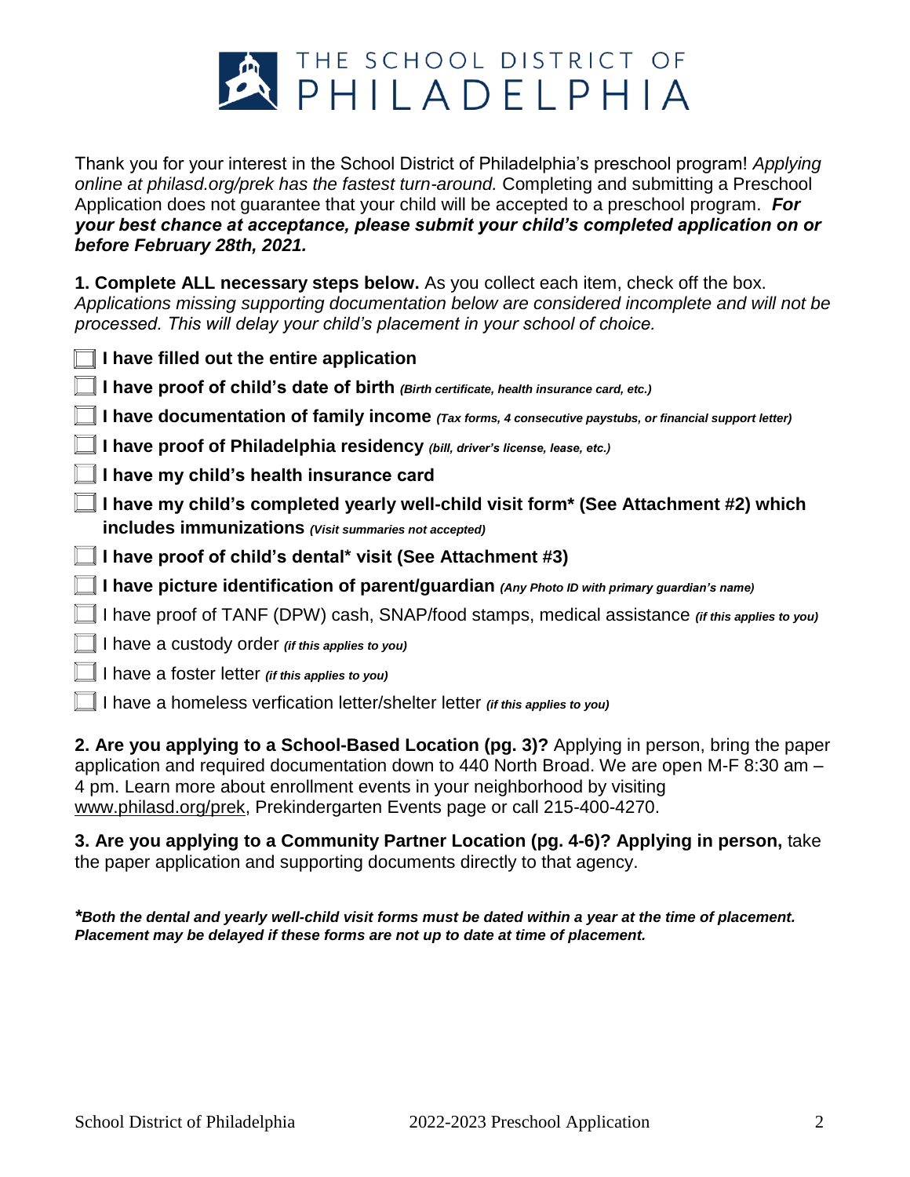# THE SCHOOL DISTRICT OF PHILADELPHIA

Thank you for your interest in the School District of Philadelphia's preschool program! *Applying online at philasd.org/prek has the fastest turn-around.* Completing and submitting a Preschool Application does not guarantee that your child will be accepted to a preschool program. ***For your best chance at acceptance, please submit your child's completed application on or before February 28th, 2021.***

**1. Complete ALL necessary steps below.** As you collect each item, check off the box. *Applications missing supporting documentation below are considered incomplete and will not be processed. This will delay your child's placement in your school of choice.*

- ☐ **I have filled out the entire application**
- ☐ **I have proof of child's date of birth** ***(Birth certificate, health insurance card, etc.)***
- ☐ **I have documentation of family income** ***(Tax forms, 4 consecutive paystubs, or financial support letter)***
- ☐ **I have proof of Philadelphia residency** ***(bill, driver's license, lease, etc.)***
- ☐ **I have my child's health insurance card**
- ☐ **I have my child's completed yearly well-child visit form* (See Attachment #2) which includes immunizations** ***(Visit summaries not accepted)***
- ☐ **I have proof of child's dental* visit (See Attachment #3)**
- ☐ **I have picture identification of parent/guardian** ***(Any Photo ID with primary guardian's name)***
- ☐ I have proof of TANF (DPW) cash, SNAP/food stamps, medical assistance ***(if this applies to you)***
- ☐ I have a custody order ***(if this applies to you)***
- ☐ I have a foster letter ***(if this applies to you)***
- ☐ I have a homeless verfication letter/shelter letter ***(if this applies to you)***

**2. Are you applying to a School-Based Location (pg. 3)?** Applying in person, bring the paper application and required documentation down to 440 North Broad. We are open M-F 8:30 am – 4 pm. Learn more about enrollment events in your neighborhood by visiting www.philasd.org/prek, Prekindergarten Events page or call 215-400-4270.

**3. Are you applying to a Community Partner Location (pg. 4-6)? Applying in person,** take the paper application and supporting documents directly to that agency.

***\*Both the dental and yearly well-child visit forms must be dated within a year at the time of placement. Placement may be delayed if these forms are not up to date at time of placement.***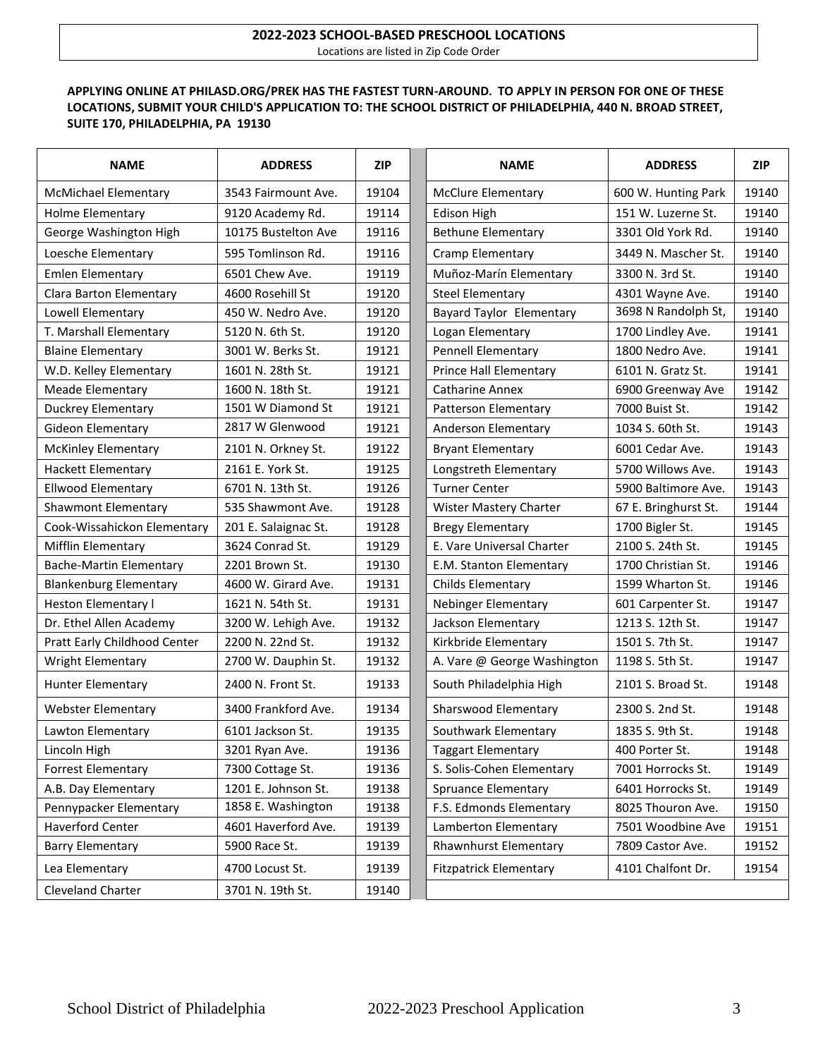**2022-2023 SCHOOL-BASED PRESCHOOL LOCATIONS**

Locations are listed in Zip Code Order

**APPLYING ONLINE AT PHILASD.ORG/PREK HAS THE FASTEST TURN-AROUND. TO APPLY IN PERSON FOR ONE OF THESE LOCATIONS, SUBMIT YOUR CHILD'S APPLICATION TO: THE SCHOOL DISTRICT OF PHILADELPHIA, 440 N. BROAD STREET, SUITE 170, PHILADELPHIA, PA 19130**

| NAME | ADDRESS | ZIP |
|---|---|---|
| McMichael Elementary | 3543 Fairmount Ave. | 19104 |
| Holme Elementary | 9120 Academy Rd. | 19114 |
| George Washington High | 10175 Bustelton Ave | 19116 |
| Loesche Elementary | 595 Tomlinson Rd. | 19116 |
| Emlen Elementary | 6501 Chew Ave. | 19119 |
| Clara Barton Elementary | 4600 Rosehill St | 19120 |
| Lowell Elementary | 450 W. Nedro Ave. | 19120 |
| T. Marshall Elementary | 5120 N. 6th St. | 19120 |
| Blaine Elementary | 3001 W. Berks St. | 19121 |
| W.D. Kelley Elementary | 1601 N. 28th St. | 19121 |
| Meade Elementary | 1600 N. 18th St. | 19121 |
| Duckrey Elementary | 1501 W Diamond St | 19121 |
| Gideon Elementary | 2817 W Glenwood | 19121 |
| McKinley Elementary | 2101 N. Orkney St. | 19122 |
| Hackett Elementary | 2161 E. York St. | 19125 |
| Ellwood Elementary | 6701 N. 13th St. | 19126 |
| Shawmont Elementary | 535 Shawmont Ave. | 19128 |
| Cook-Wissahickon Elementary | 201 E. Salaignac St. | 19128 |
| Mifflin Elementary | 3624 Conrad St. | 19129 |
| Bache-Martin Elementary | 2201 Brown St. | 19130 |
| Blankenburg Elementary | 4600 W. Girard Ave. | 19131 |
| Heston Elementary l | 1621 N. 54th St. | 19131 |
| Dr. Ethel Allen Academy | 3200 W. Lehigh Ave. | 19132 |
| Pratt Early Childhood Center | 2200 N. 22nd St. | 19132 |
| Wright Elementary | 2700 W. Dauphin St. | 19132 |
| Hunter Elementary | 2400 N. Front St. | 19133 |
| Webster Elementary | 3400 Frankford Ave. | 19134 |
| Lawton Elementary | 6101 Jackson St. | 19135 |
| Lincoln High | 3201 Ryan Ave. | 19136 |
| Forrest Elementary | 7300 Cottage St. | 19136 |
| A.B. Day Elementary | 1201 E. Johnson St. | 19138 |
| Pennypacker Elementary | 1858 E. Washington | 19138 |
| Haverford Center | 4601 Haverford Ave. | 19139 |
| Barry Elementary | 5900 Race St. | 19139 |
| Lea Elementary | 4700 Locust St. | 19139 |
| Cleveland Charter | 3701 N. 19th St. | 19140 |
| McClure Elementary | 600 W. Hunting Park | 19140 |
| Edison High | 151 W. Luzerne St. | 19140 |
| Bethune Elementary | 3301 Old York Rd. | 19140 |
| Cramp Elementary | 3449 N. Mascher St. | 19140 |
| Muñoz-Marín Elementary | 3300 N. 3rd St. | 19140 |
| Steel Elementary | 4301 Wayne Ave. | 19140 |
| Bayard Taylor Elementary | 3698 N Randolph St, | 19140 |
| Logan Elementary | 1700 Lindley Ave. | 19141 |
| Pennell Elementary | 1800 Nedro Ave. | 19141 |
| Prince Hall Elementary | 6101 N. Gratz St. | 19141 |
| Catharine Annex | 6900 Greenway Ave | 19142 |
| Patterson Elementary | 7000 Buist St. | 19142 |
| Anderson Elementary | 1034 S. 60th St. | 19143 |
| Bryant Elementary | 6001 Cedar Ave. | 19143 |
| Longstreth Elementary | 5700 Willows Ave. | 19143 |
| Turner Center | 5900 Baltimore Ave. | 19143 |
| Wister Mastery Charter | 67 E. Bringhurst St. | 19144 |
| Bregy Elementary | 1700 Bigler St. | 19145 |
| E. Vare Universal Charter | 2100 S. 24th St. | 19145 |
| E.M. Stanton Elementary | 1700 Christian St. | 19146 |
| Childs Elementary | 1599 Wharton St. | 19146 |
| Nebinger Elementary | 601 Carpenter St. | 19147 |
| Jackson Elementary | 1213 S. 12th St. | 19147 |
| Kirkbride Elementary | 1501 S. 7th St. | 19147 |
| A. Vare @ George Washington | 1198 S. 5th St. | 19147 |
| South Philadelphia High | 2101 S. Broad St. | 19148 |
| Sharswood Elementary | 2300 S. 2nd St. | 19148 |
| Southwark Elementary | 1835 S. 9th St. | 19148 |
| Taggart Elementary | 400 Porter St. | 19148 |
| S. Solis-Cohen Elementary | 7001 Horrocks St. | 19149 |
| Spruance Elementary | 6401 Horrocks St. | 19149 |
| F.S. Edmonds Elementary | 8025 Thouron Ave. | 19150 |
| Lamberton Elementary | 7501 Woodbine Ave | 19151 |
| Rhawnhurst Elementary | 7809 Castor Ave. | 19152 |
| Fitzpatrick Elementary | 4101 Chalfont Dr. | 19154 |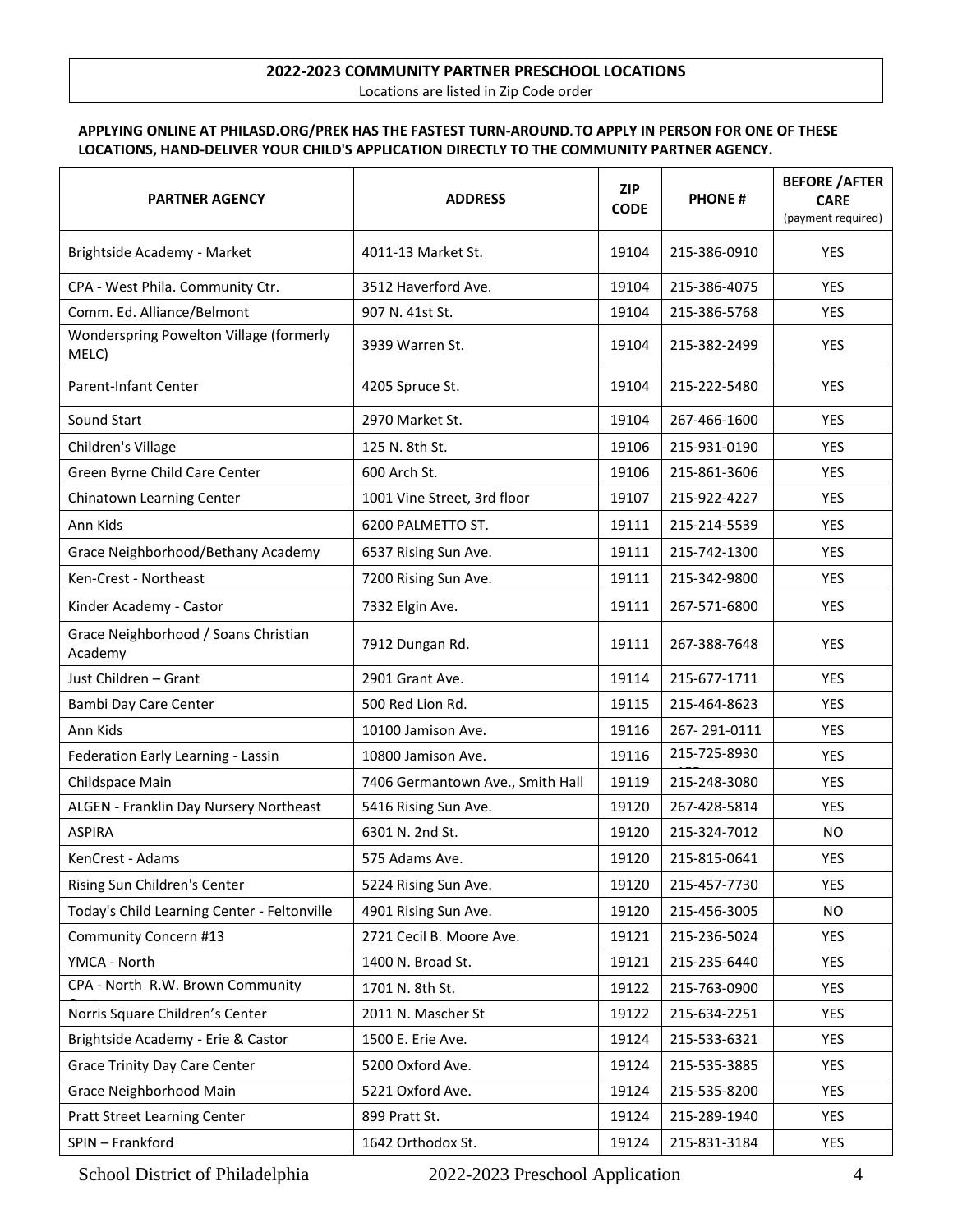**2022-2023 COMMUNITY PARTNER PRESCHOOL LOCATIONS**

Locations are listed in Zip Code order

**APPLYING ONLINE AT PHILASD.ORG/PREK HAS THE FASTEST TURN-AROUND.TO APPLY IN PERSON FOR ONE OF THESE LOCATIONS, HAND-DELIVER YOUR CHILD'S APPLICATION DIRECTLY TO THE COMMUNITY PARTNER AGENCY.**

| PARTNER AGENCY | ADDRESS | ZIP CODE | PHONE # | BEFORE /AFTER CARE (payment required) |
|---|---|---|---|---|
| Brightside Academy - Market | 4011-13 Market St. | 19104 | 215-386-0910 | YES |
| CPA - West Phila. Community Ctr. | 3512 Haverford Ave. | 19104 | 215-386-4075 | YES |
| Comm. Ed. Alliance/Belmont | 907 N. 41st St. | 19104 | 215-386-5768 | YES |
| Wonderspring Powelton Village (formerly MELC) | 3939 Warren St. | 19104 | 215-382-2499 | YES |
| Parent-Infant Center | 4205 Spruce St. | 19104 | 215-222-5480 | YES |
| Sound Start | 2970 Market St. | 19104 | 267-466-1600 | YES |
| Children's Village | 125 N. 8th St. | 19106 | 215-931-0190 | YES |
| Green Byrne Child Care Center | 600 Arch St. | 19106 | 215-861-3606 | YES |
| Chinatown Learning Center | 1001 Vine Street, 3rd floor | 19107 | 215-922-4227 | YES |
| Ann Kids | 6200 PALMETTO ST. | 19111 | 215-214-5539 | YES |
| Grace Neighborhood/Bethany Academy | 6537 Rising Sun Ave. | 19111 | 215-742-1300 | YES |
| Ken-Crest - Northeast | 7200 Rising Sun Ave. | 19111 | 215-342-9800 | YES |
| Kinder Academy - Castor | 7332 Elgin Ave. | 19111 | 267-571-6800 | YES |
| Grace Neighborhood / Soans Christian Academy | 7912 Dungan Rd. | 19111 | 267-388-7648 | YES |
| Just Children – Grant | 2901 Grant Ave. | 19114 | 215-677-1711 | YES |
| Bambi Day Care Center | 500 Red Lion Rd. | 19115 | 215-464-8623 | YES |
| Ann Kids | 10100 Jamison Ave. | 19116 | 267- 291-0111 | YES |
| Federation Early Learning - Lassin | 10800 Jamison Ave. | 19116 | 215-725-8930 | YES |
| Childspace Main | 7406 Germantown Ave., Smith Hall | 19119 | 215-248-3080 | YES |
| ALGEN - Franklin Day Nursery Northeast | 5416 Rising Sun Ave. | 19120 | 267-428-5814 | YES |
| ASPIRA | 6301 N. 2nd St. | 19120 | 215-324-7012 | NO |
| KenCrest - Adams | 575 Adams Ave. | 19120 | 215-815-0641 | YES |
| Rising Sun Children's Center | 5224 Rising Sun Ave. | 19120 | 215-457-7730 | YES |
| Today's Child Learning Center - Feltonville | 4901 Rising Sun Ave. | 19120 | 215-456-3005 | NO |
| Community Concern #13 | 2721 Cecil B. Moore Ave. | 19121 | 215-236-5024 | YES |
| YMCA - North | 1400 N. Broad St. | 19121 | 215-235-6440 | YES |
| CPA - North R.W. Brown Community Center | 1701 N. 8th St. | 19122 | 215-763-0900 | YES |
| Norris Square Children's Center | 2011 N. Mascher St | 19122 | 215-634-2251 | YES |
| Brightside Academy - Erie & Castor | 1500 E. Erie Ave. | 19124 | 215-533-6321 | YES |
| Grace Trinity Day Care Center | 5200 Oxford Ave. | 19124 | 215-535-3885 | YES |
| Grace Neighborhood Main | 5221 Oxford Ave. | 19124 | 215-535-8200 | YES |
| Pratt Street Learning Center | 899 Pratt St. | 19124 | 215-289-1940 | YES |
| SPIN – Frankford | 1642 Orthodox St. | 19124 | 215-831-3184 | YES |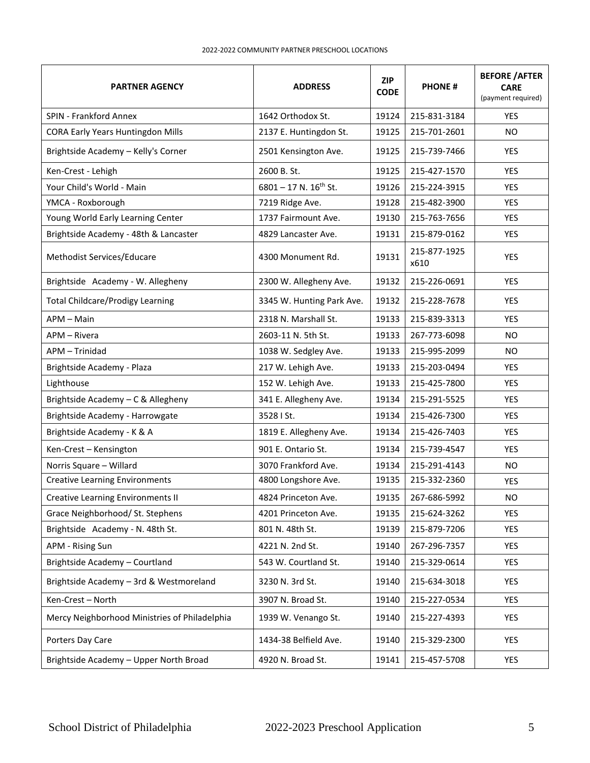2022-2022 COMMUNITY PARTNER PRESCHOOL LOCATIONS

| PARTNER AGENCY | ADDRESS | ZIP CODE | PHONE # | BEFORE /AFTER CARE (payment required) |
|---|---|---|---|---|
| SPIN - Frankford Annex | 1642 Orthodox St. | 19124 | 215-831-3184 | YES |
| CORA Early Years Huntingdon Mills | 2137 E. Huntingdon St. | 19125 | 215-701-2601 | NO |
| Brightside Academy – Kelly's Corner | 2501 Kensington Ave. | 19125 | 215-739-7466 | YES |
| Ken-Crest - Lehigh | 2600 B. St. | 19125 | 215-427-1570 | YES |
| Your Child's World - Main | 6801 – 17 N. 16th St. | 19126 | 215-224-3915 | YES |
| YMCA - Roxborough | 7219 Ridge Ave. | 19128 | 215-482-3900 | YES |
| Young World Early Learning Center | 1737 Fairmount Ave. | 19130 | 215-763-7656 | YES |
| Brightside Academy - 48th & Lancaster | 4829 Lancaster Ave. | 19131 | 215-879-0162 | YES |
| Methodist Services/Educare | 4300 Monument Rd. | 19131 | 215-877-1925 x610 | YES |
| Brightside Academy - W. Allegheny | 2300 W. Allegheny Ave. | 19132 | 215-226-0691 | YES |
| Total Childcare/Prodigy Learning | 3345 W. Hunting Park Ave. | 19132 | 215-228-7678 | YES |
| APM – Main | 2318 N. Marshall St. | 19133 | 215-839-3313 | YES |
| APM – Rivera | 2603-11 N. 5th St. | 19133 | 267-773-6098 | NO |
| APM – Trinidad | 1038 W. Sedgley Ave. | 19133 | 215-995-2099 | NO |
| Brightside Academy - Plaza | 217 W. Lehigh Ave. | 19133 | 215-203-0494 | YES |
| Lighthouse | 152 W. Lehigh Ave. | 19133 | 215-425-7800 | YES |
| Brightside Academy – C & Allegheny | 341 E. Allegheny Ave. | 19134 | 215-291-5525 | YES |
| Brightside Academy - Harrowgate | 3528 I St. | 19134 | 215-426-7300 | YES |
| Brightside Academy - K & A | 1819 E. Allegheny Ave. | 19134 | 215-426-7403 | YES |
| Ken-Crest – Kensington | 901 E. Ontario St. | 19134 | 215-739-4547 | YES |
| Norris Square – Willard | 3070 Frankford Ave. | 19134 | 215-291-4143 | NO |
| Creative Learning Environments | 4800 Longshore Ave. | 19135 | 215-332-2360 | YES |
| Creative Learning Environments II | 4824 Princeton Ave. | 19135 | 267-686-5992 | NO |
| Grace Neighborhood/ St. Stephens | 4201 Princeton Ave. | 19135 | 215-624-3262 | YES |
| Brightside Academy - N. 48th St. | 801 N. 48th St. | 19139 | 215-879-7206 | YES |
| APM - Rising Sun | 4221 N. 2nd St. | 19140 | 267-296-7357 | YES |
| Brightside Academy – Courtland | 543 W. Courtland St. | 19140 | 215-329-0614 | YES |
| Brightside Academy – 3rd & Westmoreland | 3230 N. 3rd St. | 19140 | 215-634-3018 | YES |
| Ken-Crest – North | 3907 N. Broad St. | 19140 | 215-227-0534 | YES |
| Mercy Neighborhood Ministries of Philadelphia | 1939 W. Venango St. | 19140 | 215-227-4393 | YES |
| Porters Day Care | 1434-38 Belfield Ave. | 19140 | 215-329-2300 | YES |
| Brightside Academy – Upper North Broad | 4920 N. Broad St. | 19141 | 215-457-5708 | YES |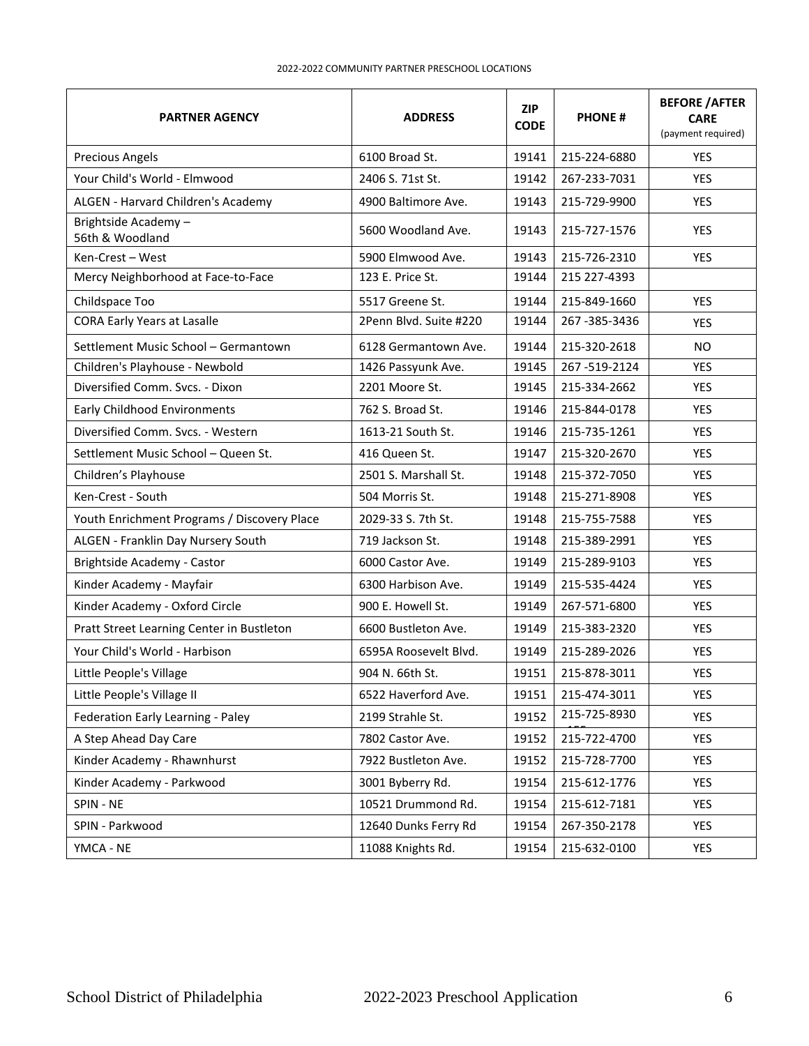2022-2022 COMMUNITY PARTNER PRESCHOOL LOCATIONS

| PARTNER AGENCY | ADDRESS | ZIP CODE | PHONE # | BEFORE /AFTER CARE (payment required) |
|---|---|---|---|---|
| Precious Angels | 6100 Broad St. | 19141 | 215-224-6880 | YES |
| Your Child's World - Elmwood | 2406 S. 71st St. | 19142 | 267-233-7031 | YES |
| ALGEN - Harvard Children's Academy | 4900 Baltimore Ave. | 19143 | 215-729-9900 | YES |
| Brightside Academy – 56th & Woodland | 5600 Woodland Ave. | 19143 | 215-727-1576 | YES |
| Ken-Crest – West | 5900 Elmwood Ave. | 19143 | 215-726-2310 | YES |
| Mercy Neighborhood at Face-to-Face | 123 E. Price St. | 19144 | 215 227-4393 | |
| Childspace Too | 5517 Greene St. | 19144 | 215-849-1660 | YES |
| CORA Early Years at Lasalle | 2Penn Blvd. Suite #220 | 19144 | 267 -385-3436 | YES |
| Settlement Music School – Germantown | 6128 Germantown Ave. | 19144 | 215-320-2618 | NO |
| Children's Playhouse - Newbold | 1426 Passyunk Ave. | 19145 | 267 -519-2124 | YES |
| Diversified Comm. Svcs. - Dixon | 2201 Moore St. | 19145 | 215-334-2662 | YES |
| Early Childhood Environments | 762 S. Broad St. | 19146 | 215-844-0178 | YES |
| Diversified Comm. Svcs. - Western | 1613-21 South St. | 19146 | 215-735-1261 | YES |
| Settlement Music School – Queen St. | 416 Queen St. | 19147 | 215-320-2670 | YES |
| Children's Playhouse | 2501 S. Marshall St. | 19148 | 215-372-7050 | YES |
| Ken-Crest - South | 504 Morris St. | 19148 | 215-271-8908 | YES |
| Youth Enrichment Programs / Discovery Place | 2029-33 S. 7th St. | 19148 | 215-755-7588 | YES |
| ALGEN - Franklin Day Nursery South | 719 Jackson St. | 19148 | 215-389-2991 | YES |
| Brightside Academy - Castor | 6000 Castor Ave. | 19149 | 215-289-9103 | YES |
| Kinder Academy - Mayfair | 6300 Harbison Ave. | 19149 | 215-535-4424 | YES |
| Kinder Academy - Oxford Circle | 900 E. Howell St. | 19149 | 267-571-6800 | YES |
| Pratt Street Learning Center in Bustleton | 6600 Bustleton Ave. | 19149 | 215-383-2320 | YES |
| Your Child's World - Harbison | 6595A Roosevelt Blvd. | 19149 | 215-289-2026 | YES |
| Little People's Village | 904 N. 66th St. | 19151 | 215-878-3011 | YES |
| Little People's Village II | 6522 Haverford Ave. | 19151 | 215-474-3011 | YES |
| Federation Early Learning - Paley | 2199 Strahle St. | 19152 | 215-725-8930 | YES |
| A Step Ahead Day Care | 7802 Castor Ave. | 19152 | 215-722-4700 | YES |
| Kinder Academy - Rhawnhurst | 7922 Bustleton Ave. | 19152 | 215-728-7700 | YES |
| Kinder Academy - Parkwood | 3001 Byberry Rd. | 19154 | 215-612-1776 | YES |
| SPIN - NE | 10521 Drummond Rd. | 19154 | 215-612-7181 | YES |
| SPIN - Parkwood | 12640 Dunks Ferry Rd | 19154 | 267-350-2178 | YES |
| YMCA - NE | 11088 Knights Rd. | 19154 | 215-632-0100 | YES |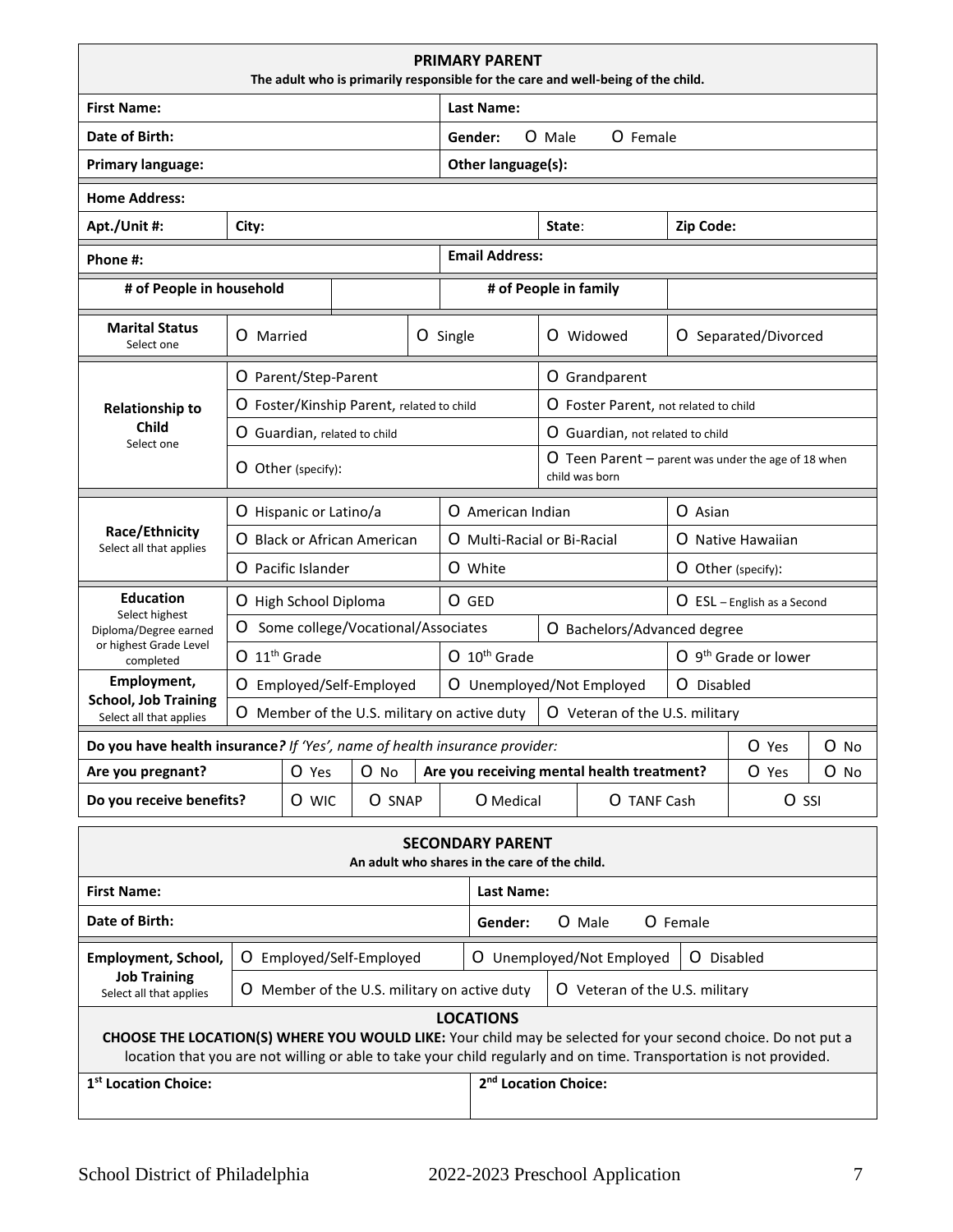## PRIMARY PARENT

**The adult who is primarily responsible for the care and well-being of the child.**

| | | | |
|---|---|---|---|
| **First Name:** | | **Last Name:** | |
| **Date of Birth:** | | **Gender:** O Male O Female | |
| **Primary language:** | | **Other language(s):** | |

| | | | |
|---|---|---|---|
| **Home Address:** | | | |
| **Apt./Unit #:** | **City:** | **State:** | **Zip Code:** |

| | |
|---|---|
| **Phone #:** | **Email Address:** |

| | | | |
|---|---|---|---|
| **# of People in household** | | **# of People in family** | |

| | | | | |
|---|---|---|---|---|
| **Marital Status** Select one | O Married | O Single | O Widowed | O Separated/Divorced |

| | | |
|---|---|---|
| **Relationship to Child** Select one | O Parent/Step-Parent | O Grandparent |
| | O Foster/Kinship Parent, related to child | O Foster Parent, not related to child |
| | O Guardian, related to child | O Guardian, not related to child |
| | O Other (specify): | O Teen Parent – parent was under the age of 18 when child was born |

| | | | |
|---|---|---|---|
| **Race/Ethnicity** Select all that applies | O Hispanic or Latino/a | O American Indian | O Asian |
| | O Black or African American | O Multi-Racial or Bi-Racial | O Native Hawaiian |
| | O Pacific Islander | O White | O Other (specify): |
| **Education** Select highest Diploma/Degree earned or highest Grade Level completed | O High School Diploma | O GED | O ESL – English as a Second |
| | O Some college/Vocational/Associates | O Bachelors/Advanced degree | |
| | O 11th Grade | O 10th Grade | O 9th Grade or lower |
| **Employment, School, Job Training** Select all that applies | O Employed/Self-Employed | O Unemployed/Not Employed | O Disabled |
| | O Member of the U.S. military on active duty | O Veteran of the U.S. military | |

| | | | | | |
|---|---|---|---|---|---|
| **Do you have health insurance?** *If 'Yes', name of health insurance provider:* | | | | O Yes | O No |
| **Are you pregnant?** | O Yes | O No | **Are you receiving mental health treatment?** | O Yes | O No |
| **Do you receive benefits?** | O WIC | O SNAP | O Medical | O TANF Cash | O SSI |

## SECONDARY PARENT

**An adult who shares in the care of the child.**

| | | | |
|---|---|---|---|
| **First Name:** | | **Last Name:** | |
| **Date of Birth:** | | **Gender:** O Male O Female | |

| | | | |
|---|---|---|---|
| **Employment, School, Job Training** Select all that applies | O Employed/Self-Employed | O Unemployed/Not Employed | O Disabled |
| | O Member of the U.S. military on active duty | O Veteran of the U.S. military | |

## LOCATIONS

**CHOOSE THE LOCATION(S) WHERE YOU WOULD LIKE:** Your child may be selected for your second choice. Do not put a location that you are not willing or able to take your child regularly and on time. Transportation is not provided.

| | |
|---|---|
| **1st Location Choice:** | **2nd Location Choice:** |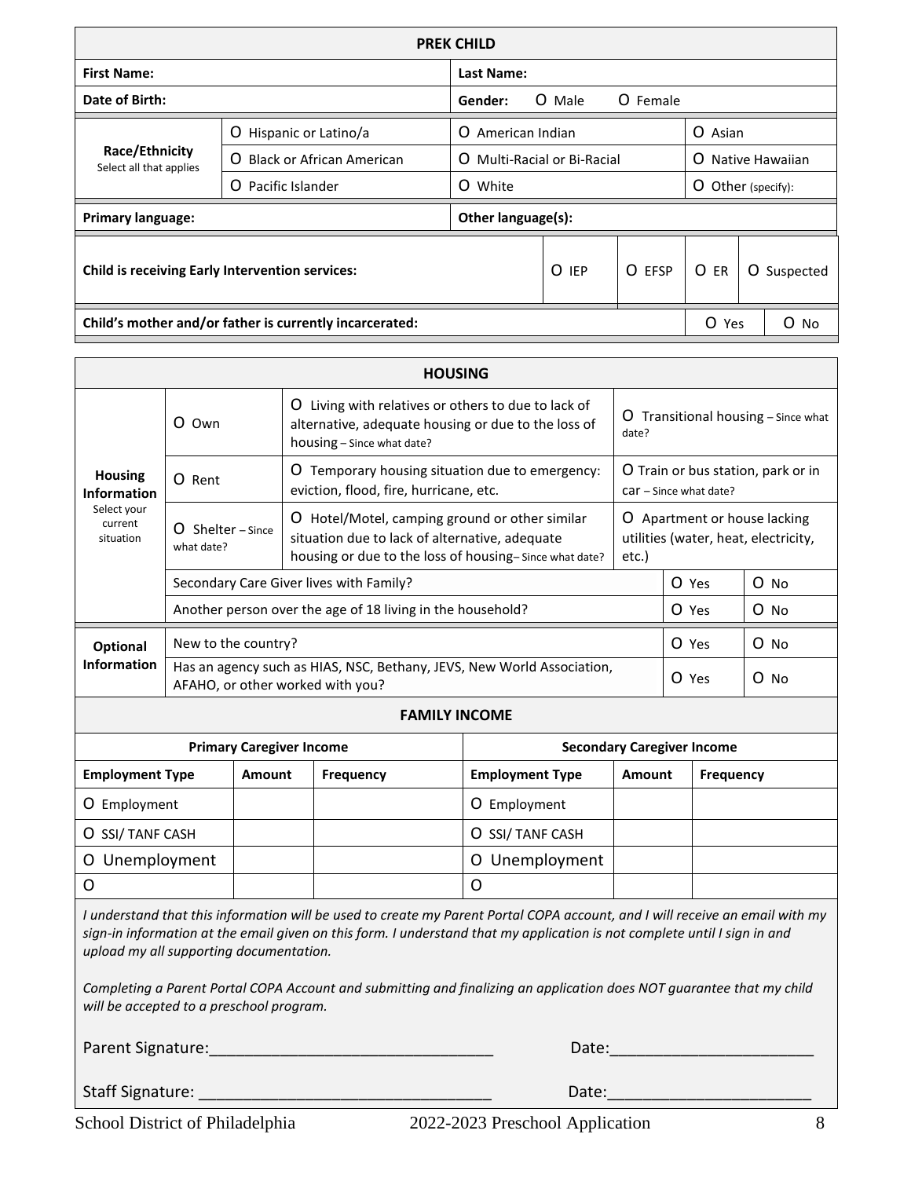| PREK CHILD | | | | | |
|---|---|---|---|---|---|
| **First Name:** | | **Last Name:** | | | |
| **Date of Birth:** | | **Gender:** O Male O Female | | | |
| **Race/Ethnicity** Select all that applies | O Hispanic or Latino/a | O American Indian | | O Asian | |
| | O Black or African American | O Multi-Racial or Bi-Racial | | O Native Hawaiian | |
| | O Pacific Islander | O White | | O Other (specify): | |
| **Primary language:** | | **Other language(s):** | | | |
| **Child is receiving Early Intervention services:** | | O IEP | O EFSP | O ER | O Suspected |
| **Child's mother and/or father is currently incarcerated:** | | | | O Yes | O No |

| HOUSING | | | | | |
|---|---|---|---|---|---|
| **Housing Information** Select your current situation | O Own | O Living with relatives or others to due to lack of alternative, adequate housing or due to the loss of housing – Since what date? | O Transitional housing – Since what date? | | |
| | O Rent | O Temporary housing situation due to emergency: eviction, flood, fire, hurricane, etc. | O Train or bus station, park or in car – Since what date? | | |
| | O Shelter – Since what date? | O Hotel/Motel, camping ground or other similar situation due to lack of alternative, adequate housing or due to the loss of housing– Since what date? | O Apartment or house lacking utilities (water, heat, electricity, etc.) | | |
| | Secondary Care Giver lives with Family? | | | O Yes | O No |
| | Another person over the age of 18 living in the household? | | | O Yes | O No |
| **Optional Information** | New to the country? | | | O Yes | O No |
| | Has an agency such as HIAS, NSC, Bethany, JEVS, New World Association, AFAHO, or other worked with you? | | | O Yes | O No |

| FAMILY INCOME | | | | | |
|---|---|---|---|---|---|
| **Primary Caregiver Income** | | | **Secondary Caregiver Income** | | |
| **Employment Type** | **Amount** | **Frequency** | **Employment Type** | **Amount** | **Frequency** |
| O Employment | | | O Employment | | |
| O SSI/ TANF CASH | | | O SSI/ TANF CASH | | |
| O Unemployment | | | O Unemployment | | |
| O | | | O | | |

*I understand that this information will be used to create my Parent Portal COPA account, and I will receive an email with my sign-in information at the email given on this form. I understand that my application is not complete until I sign in and upload my all supporting documentation.*

*Completing a Parent Portal COPA Account and submitting and finalizing an application does NOT guarantee that my child will be accepted to a preschool program.*

Parent Signature:_______________________________ Date:______________________

Staff Signature: _______________________________ Date:______________________

School District of Philadelphia 2022-2023 Preschool Application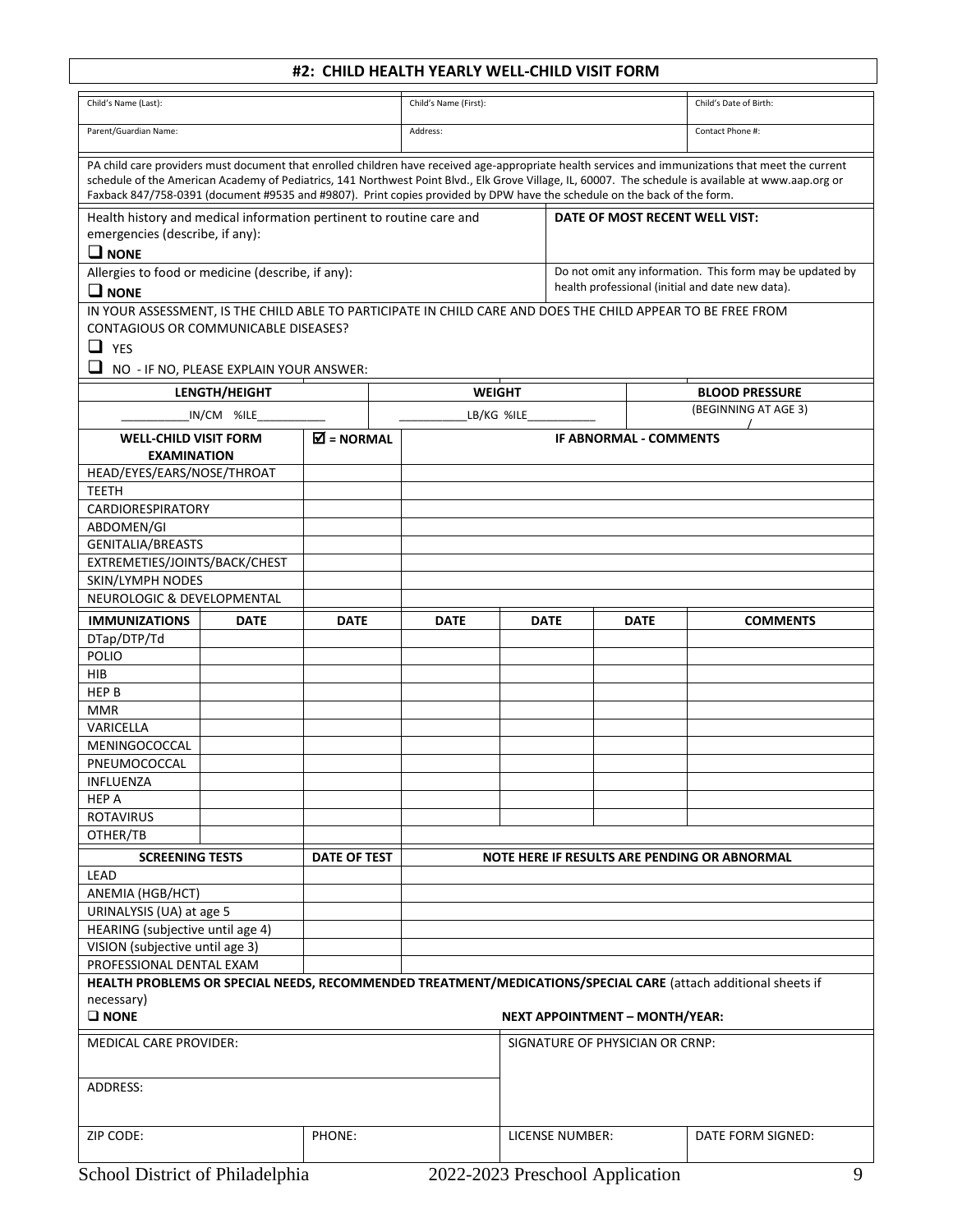# #2: CHILD HEALTH YEARLY WELL-CHILD VISIT FORM

| Child's Name (Last): | Child's Name (First): | Child's Date of Birth: |
|---|---|---|
| Parent/Guardian Name: | Address: | Contact Phone #: |

PA child care providers must document that enrolled children have received age-appropriate health services and immunizations that meet the current schedule of the American Academy of Pediatrics, 141 Northwest Point Blvd., Elk Grove Village, IL, 60007. The schedule is available at www.aap.org or Faxback 847/758-0391 (document #9535 and #9807). Print copies provided by DPW have the schedule on the back of the form.

| Health history and medical information pertinent to routine care and emergencies (describe, if any): ☐ **NONE** | **DATE OF MOST RECENT WELL VIST:** |
|---|---|
| Allergies to food or medicine (describe, if any): ☐ **NONE** | Do not omit any information. This form may be updated by health professional (initial and date new data). |

IN YOUR ASSESSMENT, IS THE CHILD ABLE TO PARTICIPATE IN CHILD CARE AND DOES THE CHILD APPEAR TO BE FREE FROM CONTAGIOUS OR COMMUNICABLE DISEASES?

☐ YES

☐ NO - IF NO, PLEASE EXPLAIN YOUR ANSWER:

| LENGTH/HEIGHT | WEIGHT | BLOOD PRESSURE |
|---|---|---|
| __________IN/CM %ILE__________ | __________LB/KG %ILE__________ | (BEGINNING AT AGE 3) / |

| WELL-CHILD VISIT FORM EXAMINATION | ☑ = NORMAL | IF ABNORMAL - COMMENTS |
|---|---|---|
| HEAD/EYES/EARS/NOSE/THROAT | | |
| TEETH | | |
| CARDIORESPIRATORY | | |
| ABDOMEN/GI | | |
| GENITALIA/BREASTS | | |
| EXTREMETIES/JOINTS/BACK/CHEST | | |
| SKIN/LYMPH NODES | | |
| NEUROLOGIC & DEVELOPMENTAL | | |

| IMMUNIZATIONS | DATE | DATE | DATE | DATE | DATE | COMMENTS |
|---|---|---|---|---|---|---|
| DTap/DTP/Td | | | | | | |
| POLIO | | | | | | |
| HIB | | | | | | |
| HEP B | | | | | | |
| MMR | | | | | | |
| VARICELLA | | | | | | |
| MENINGOCOCCAL | | | | | | |
| PNEUMOCOCCAL | | | | | | |
| INFLUENZA | | | | | | |
| HEP A | | | | | | |
| ROTAVIRUS | | | | | | |
| OTHER/TB | | | | | | |

| SCREENING TESTS | DATE OF TEST | NOTE HERE IF RESULTS ARE PENDING OR ABNORMAL |
|---|---|---|
| LEAD | | |
| ANEMIA (HGB/HCT) | | |
| URINALYSIS (UA) at age 5 | | |
| HEARING (subjective until age 4) | | |
| VISION (subjective until age 3) | | |
| PROFESSIONAL DENTAL EXAM | | |

**HEALTH PROBLEMS OR SPECIAL NEEDS, RECOMMENDED TREATMENT/MEDICATIONS/SPECIAL CARE** (attach additional sheets if necessary)

☐ **NONE** **NEXT APPOINTMENT – MONTH/YEAR:**

| MEDICAL CARE PROVIDER: | | SIGNATURE OF PHYSICIAN OR CRNP: | |
|---|---|---|---|
| ADDRESS: | | | |
| ZIP CODE: | PHONE: | LICENSE NUMBER: | DATE FORM SIGNED: |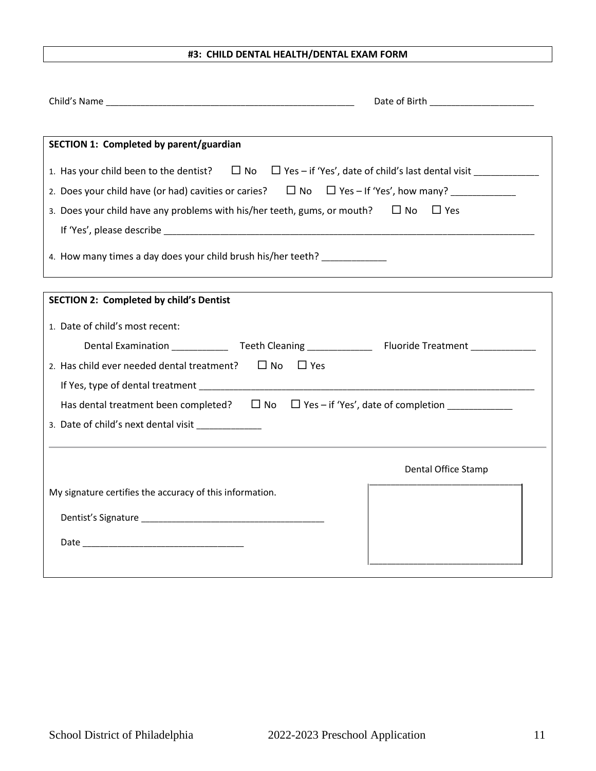# #3: CHILD DENTAL HEALTH/DENTAL EXAM FORM

Child's Name ______________________________________________  Date of Birth ____________________

**SECTION 1: Completed by parent/guardian**

1. Has your child been to the dentist? ☐ No ☐ Yes – if 'Yes', date of child's last dental visit ____________
2. Does your child have (or had) cavities or caries? ☐ No ☐ Yes – If 'Yes', how many? ____________
3. Does your child have any problems with his/her teeth, gums, or mouth? ☐ No ☐ Yes

   If 'Yes', please describe ______________________________________________________________________
4. How many times a day does your child brush his/her teeth? ____________

**SECTION 2: Completed by child's Dentist**

1. Date of child's most recent:

   Dental Examination __________ Teeth Cleaning ____________ Fluoride Treatment ____________
2. Has child ever needed dental treatment? ☐ No ☐ Yes

   If Yes, type of dental treatment _______________________________________________________________

   Has dental treatment been completed? ☐ No ☐ Yes – if 'Yes', date of completion ____________
3. Date of child's next dental visit ____________

---

Dental Office Stamp

My signature certifies the accuracy of this information.

Dentist's Signature __________________________________

Date ______________________________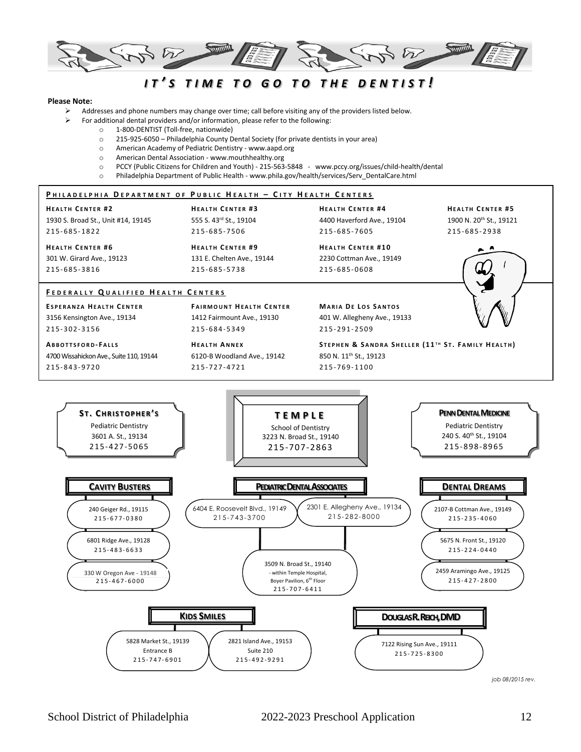# IT'S TIME TO GO TO THE DENTIST!

**Please Note:**

- Addresses and phone numbers may change over time; call before visiting any of the providers listed below.
- For additional dental providers and/or information, please refer to the following:
  - 1-800-DENTIST (Toll-free, nationwide)
  - 215-925-6050 – Philadelphia County Dental Society (for private dentists in your area)
  - American Academy of Pediatric Dentistry - www.aapd.org
  - American Dental Association - www.mouthhealthy.org
  - PCCY (Public Citizens for Children and Youth) - 215-563-5848 - www.pccy.org/issues/child-health/dental
  - Philadelphia Department of Public Health - www.phila.gov/health/services/Serv_DentalCare.html

## Philadelphia Department of Public Health – City Health Centers

**Health Center #2**
1930 S. Broad St., Unit #14, 19145
215-685-1822

**Health Center #3**
555 S. 43rd St., 19104
215-685-7506

**Health Center #4**
4400 Haverford Ave., 19104
215-685-7605

**Health Center #5**
1900 N. 20th St., 19121
215-685-2938

**Health Center #6**
301 W. Girard Ave., 19123
215-685-3816

**Health Center #9**
131 E. Chelten Ave., 19144
215-685-5738

**Health Center #10**
2230 Cottman Ave., 19149
215-685-0608

## Federally Qualified Health Centers

**Esperanza Health Center**
3156 Kensington Ave., 19134
215-302-3156

**Fairmount Health Center**
1412 Fairmount Ave., 19130
215-684-5349

**Maria De Los Santos**
401 W. Allegheny Ave., 19133
215-291-2509

**Abbottsford-Falls**
4700 Wissahickon Ave., Suite 110, 19144
215-843-9720

**Health Annex**
6120-B Woodland Ave., 19142
215-727-4721

**Stephen & Sandra Sheller (11th St. Family Health)**
850 N. 11th St., 19123
215-769-1100

**St. Christopher's**
Pediatric Dentistry
3601 A. St., 19134
215-427-5065

**Temple**
School of Dentistry
3223 N. Broad St., 19140
215-707-2863

**Penn Dental Medicine**
Pediatric Dentistry
240 S. 40th St., 19104
215-898-8965

**Cavity Busters**
- 240 Geiger Rd., 19115 — 215-677-0380
- 6801 Ridge Ave., 19128 — 215-483-6633
- 330 W Oregon Ave - 19148 — 215-467-6000

**Pediatric Dental Associates**
- 6404 E. Roosevelt Blvd., 19149 — 215-743-3700
- 2301 E. Allegheny Ave., 19134 — 215-282-8000
- 3509 N. Broad St., 19140 - within Temple Hospital, Boyer Pavilion, 6th Floor — 215-707-6411

**Dental Dreams**
- 2107-B Cottman Ave., 19149 — 215-235-4060
- 5675 N. Front St., 19120 — 215-224-0440
- 2459 Aramingo Ave., 19125 — 215-427-2800

**Kids Smiles**
- 5828 Market St., 19139, Entrance B — 215-747-6901
- 2821 Island Ave., 19153, Suite 210 — 215-492-9291

**Douglas R. Reich, DMD**
- 7122 Rising Sun Ave., 19111 — 215-725-8300

*job 08/2015 rev.*